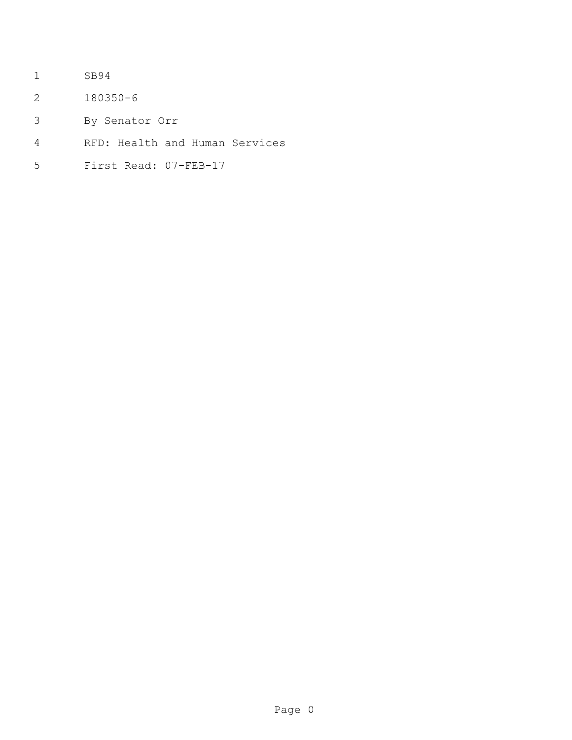SB94

180350-6

By Senator Orr

RFD: Health and Human Services

First Read: 07-FEB-17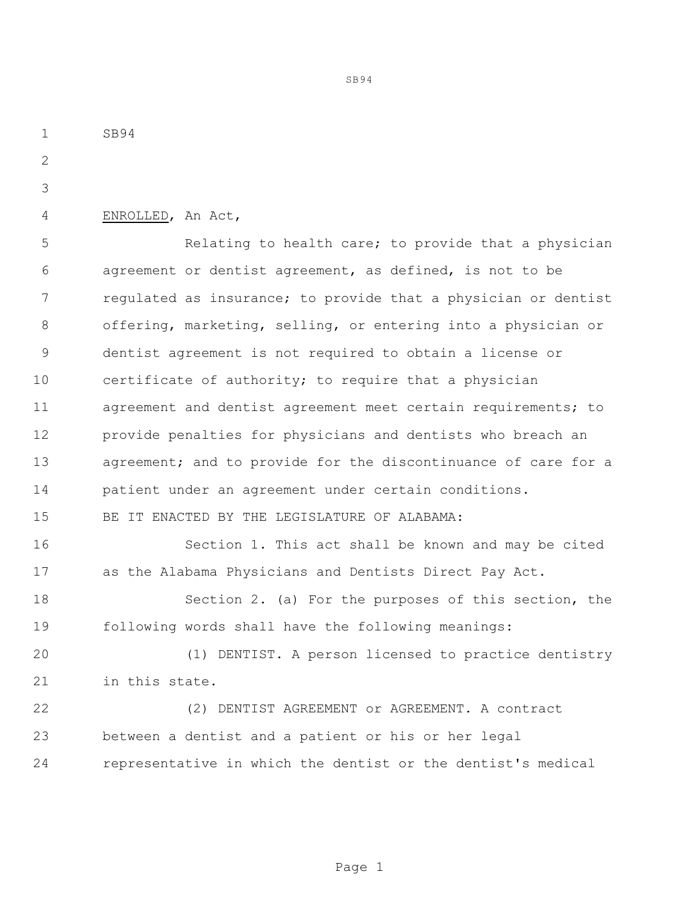SB94

ENROLLED, An Act,

Relating to health care; to provide that a physician agreement or dentist agreement, as defined, is not to be regulated as insurance; to provide that a physician or dentist offering, marketing, selling, or entering into a physician or dentist agreement is not required to obtain a license or certificate of authority; to require that a physician agreement and dentist agreement meet certain requirements; to provide penalties for physicians and dentists who breach an agreement; and to provide for the discontinuance of care for a patient under an agreement under certain conditions.

BE IT ENACTED BY THE LEGISLATURE OF ALABAMA:

Section 1. This act shall be known and may be cited as the Alabama Physicians and Dentists Direct Pay Act.

Section 2. (a) For the purposes of this section, the following words shall have the following meanings:

(1) DENTIST. A person licensed to practice dentistry in this state.

(2) DENTIST AGREEMENT or AGREEMENT. A contract between a dentist and a patient or his or her legal representative in which the dentist or the dentist's medical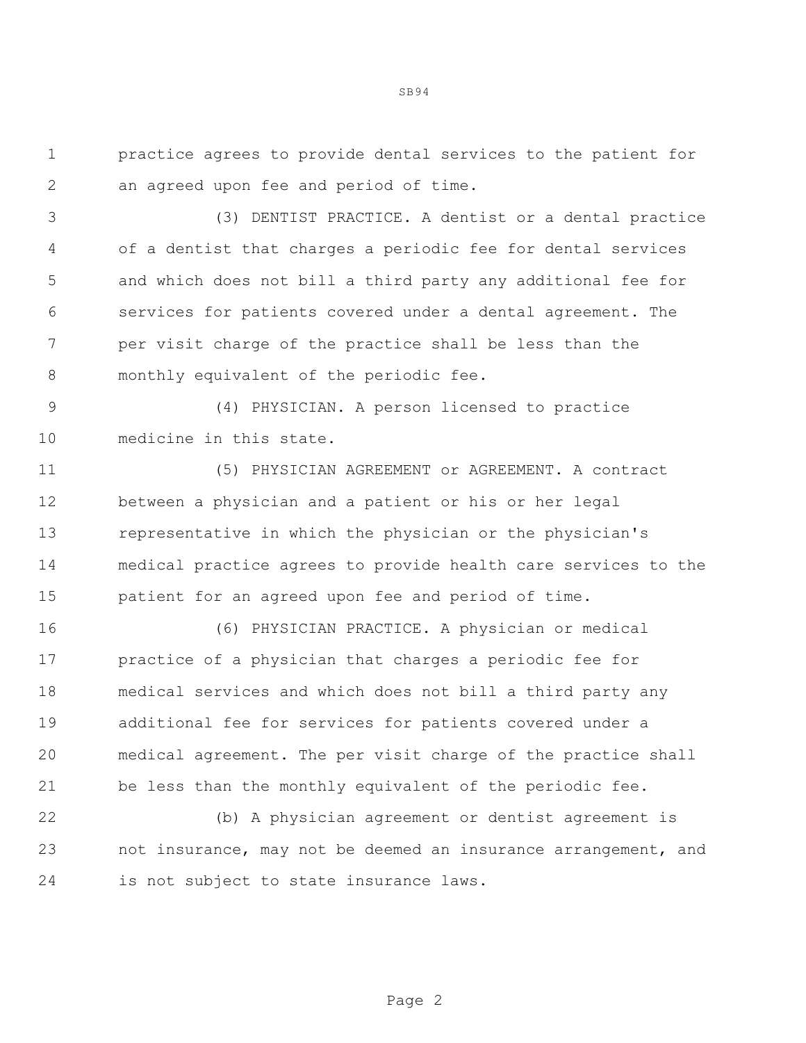practice agrees to provide dental services to the patient for an agreed upon fee and period of time.

(3) DENTIST PRACTICE. A dentist or a dental practice of a dentist that charges a periodic fee for dental services and which does not bill a third party any additional fee for services for patients covered under a dental agreement. The per visit charge of the practice shall be less than the monthly equivalent of the periodic fee.

(4) PHYSICIAN. A person licensed to practice medicine in this state.

(5) PHYSICIAN AGREEMENT or AGREEMENT. A contract between a physician and a patient or his or her legal representative in which the physician or the physician's medical practice agrees to provide health care services to the patient for an agreed upon fee and period of time.

(6) PHYSICIAN PRACTICE. A physician or medical practice of a physician that charges a periodic fee for medical services and which does not bill a third party any additional fee for services for patients covered under a medical agreement. The per visit charge of the practice shall be less than the monthly equivalent of the periodic fee.

(b) A physician agreement or dentist agreement is not insurance, may not be deemed an insurance arrangement, and is not subject to state insurance laws.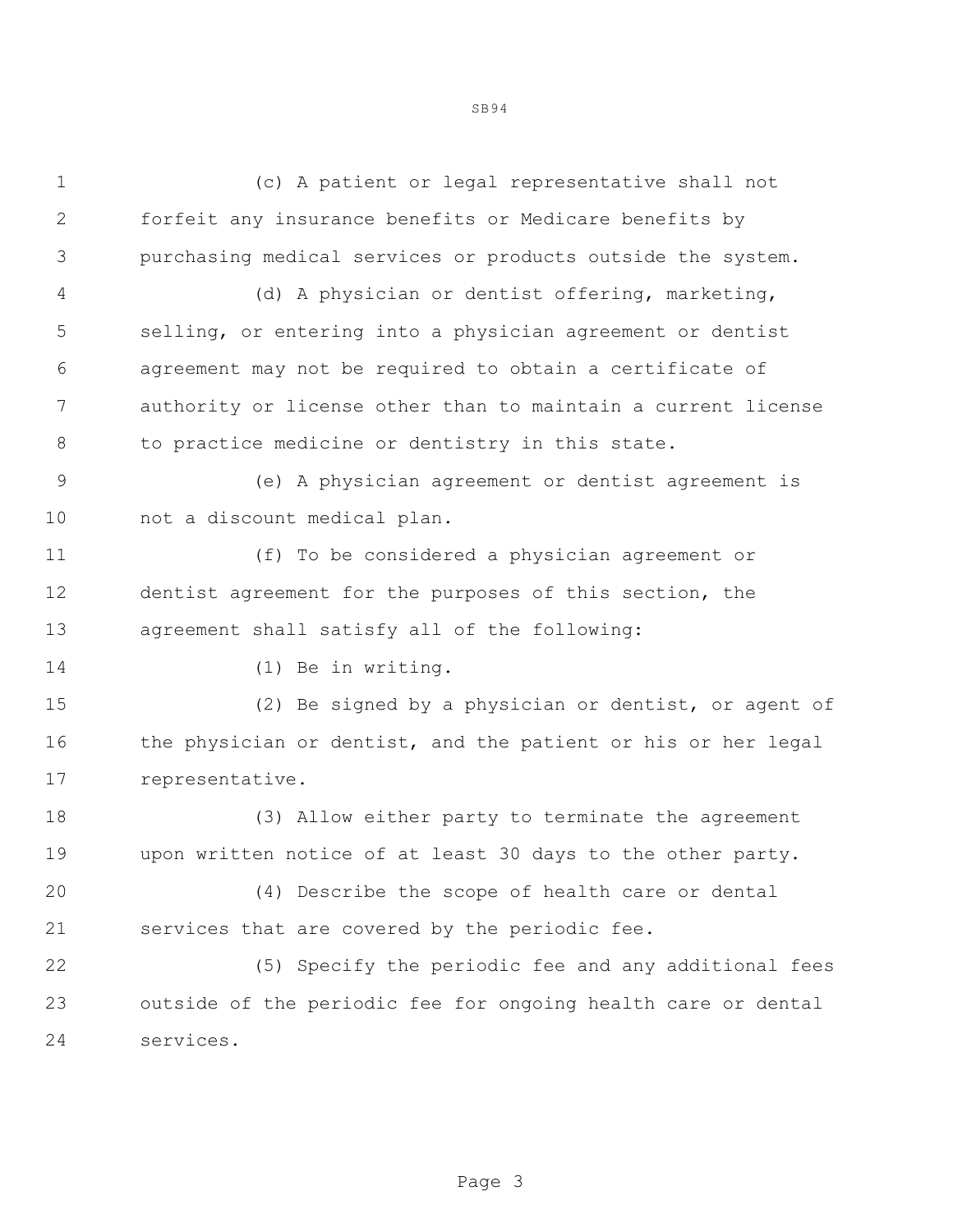(c) A patient or legal representative shall not forfeit any insurance benefits or Medicare benefits by purchasing medical services or products outside the system.

(d) A physician or dentist offering, marketing, selling, or entering into a physician agreement or dentist agreement may not be required to obtain a certificate of authority or license other than to maintain a current license to practice medicine or dentistry in this state.

(e) A physician agreement or dentist agreement is not a discount medical plan.

(f) To be considered a physician agreement or dentist agreement for the purposes of this section, the agreement shall satisfy all of the following:

(1) Be in writing.

(2) Be signed by a physician or dentist, or agent of the physician or dentist, and the patient or his or her legal representative.

(3) Allow either party to terminate the agreement upon written notice of at least 30 days to the other party.

(4) Describe the scope of health care or dental services that are covered by the periodic fee.

(5) Specify the periodic fee and any additional fees outside of the periodic fee for ongoing health care or dental services.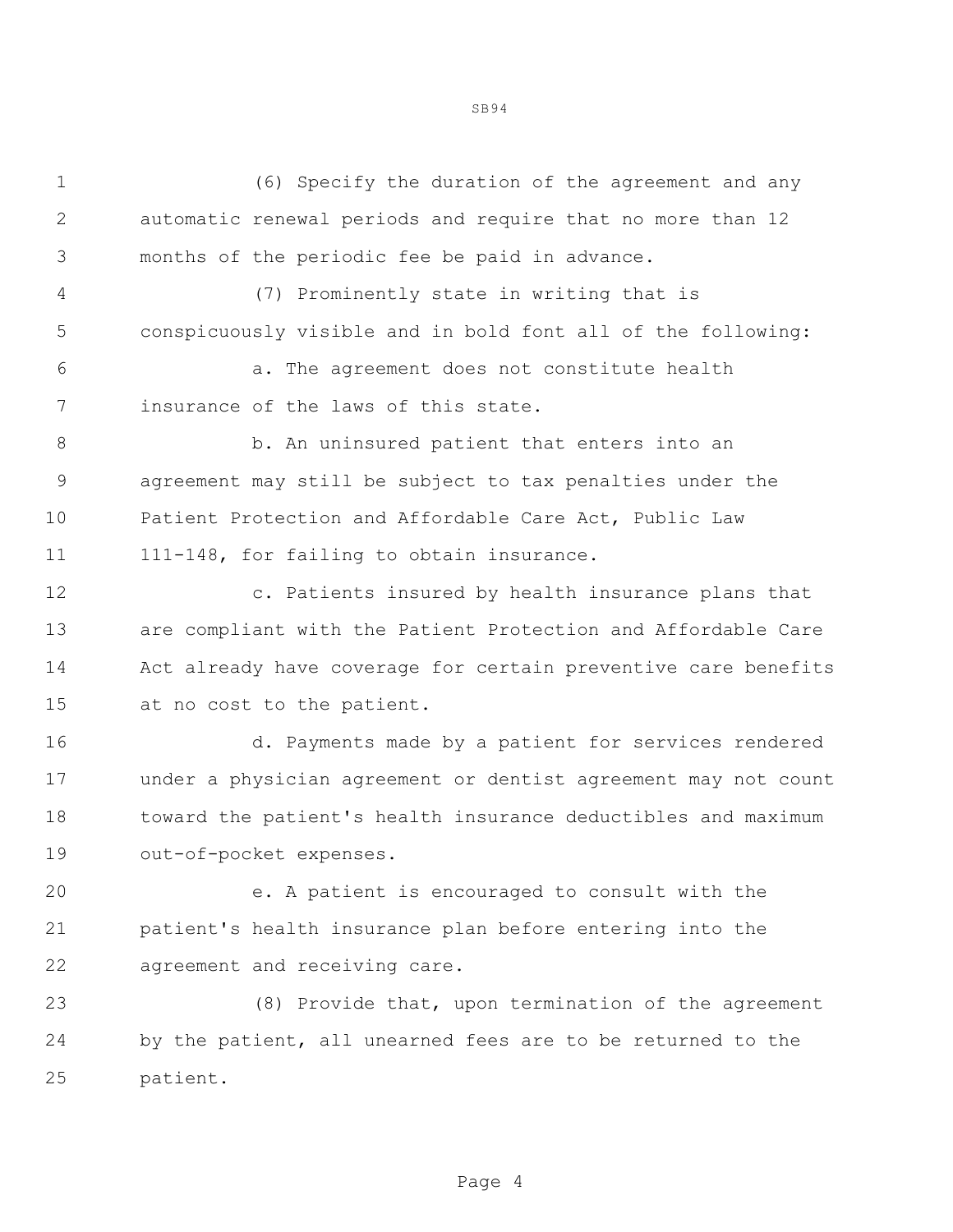(6) Specify the duration of the agreement and any automatic renewal periods and require that no more than 12 months of the periodic fee be paid in advance.

(7) Prominently state in writing that is conspicuously visible and in bold font all of the following:

a. The agreement does not constitute health insurance of the laws of this state.

b. An uninsured patient that enters into an agreement may still be subject to tax penalties under the Patient Protection and Affordable Care Act, Public Law 111-148, for failing to obtain insurance.

c. Patients insured by health insurance plans that are compliant with the Patient Protection and Affordable Care Act already have coverage for certain preventive care benefits at no cost to the patient.

d. Payments made by a patient for services rendered under a physician agreement or dentist agreement may not count toward the patient's health insurance deductibles and maximum out-of-pocket expenses.

e. A patient is encouraged to consult with the patient's health insurance plan before entering into the agreement and receiving care.

(8) Provide that, upon termination of the agreement by the patient, all unearned fees are to be returned to the patient.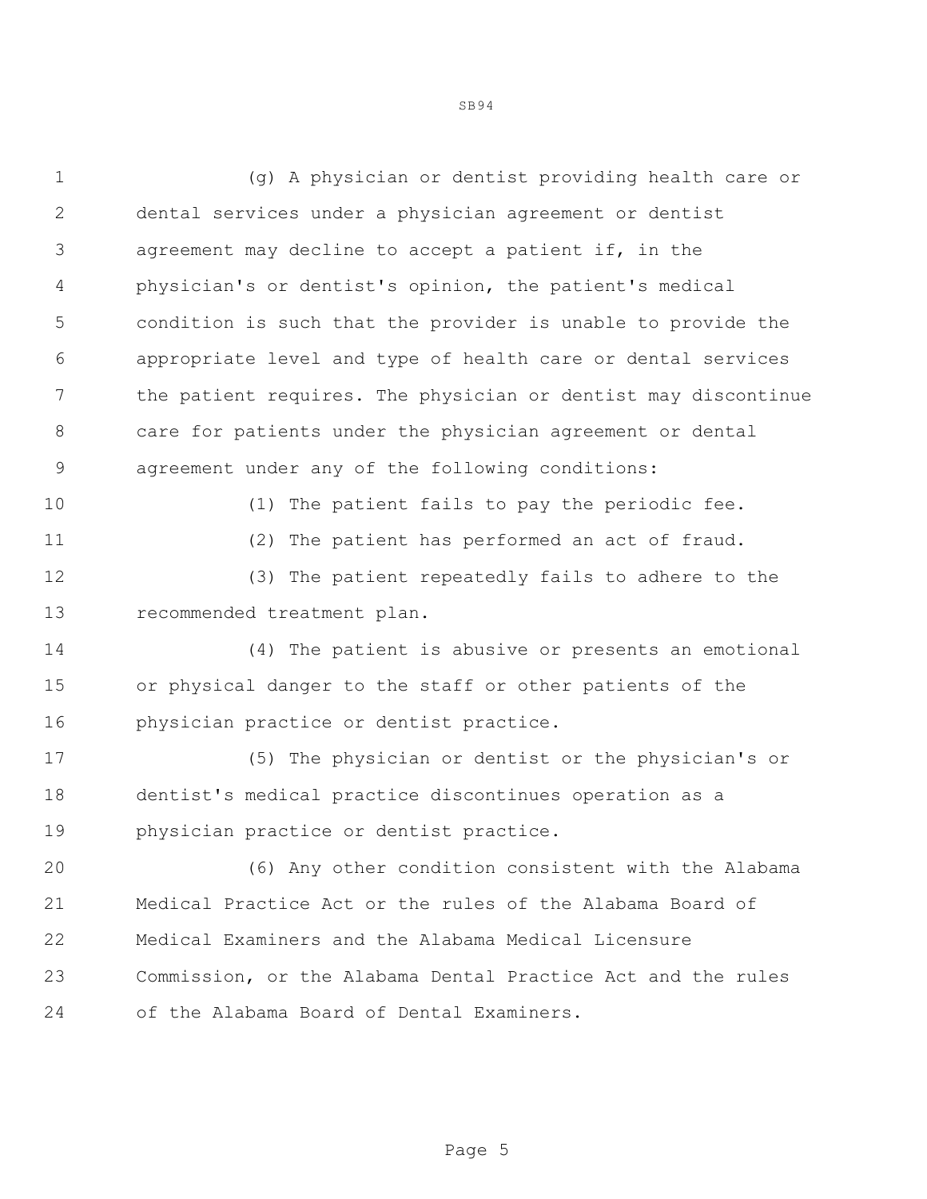(g) A physician or dentist providing health care or dental services under a physician agreement or dentist agreement may decline to accept a patient if, in the physician's or dentist's opinion, the patient's medical condition is such that the provider is unable to provide the appropriate level and type of health care or dental services the patient requires. The physician or dentist may discontinue care for patients under the physician agreement or dental agreement under any of the following conditions:

(1) The patient fails to pay the periodic fee.

(2) The patient has performed an act of fraud.

(3) The patient repeatedly fails to adhere to the recommended treatment plan.

(4) The patient is abusive or presents an emotional or physical danger to the staff or other patients of the physician practice or dentist practice.

(5) The physician or dentist or the physician's or dentist's medical practice discontinues operation as a physician practice or dentist practice.

(6) Any other condition consistent with the Alabama Medical Practice Act or the rules of the Alabama Board of Medical Examiners and the Alabama Medical Licensure Commission, or the Alabama Dental Practice Act and the rules of the Alabama Board of Dental Examiners.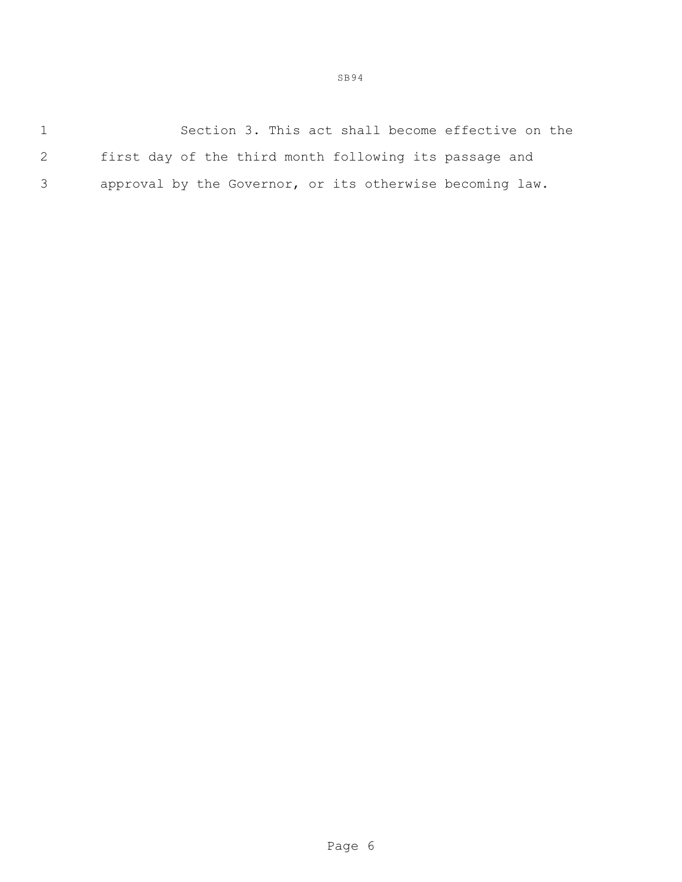Section 3. This act shall become effective on the first day of the third month following its passage and approval by the Governor, or its otherwise becoming law.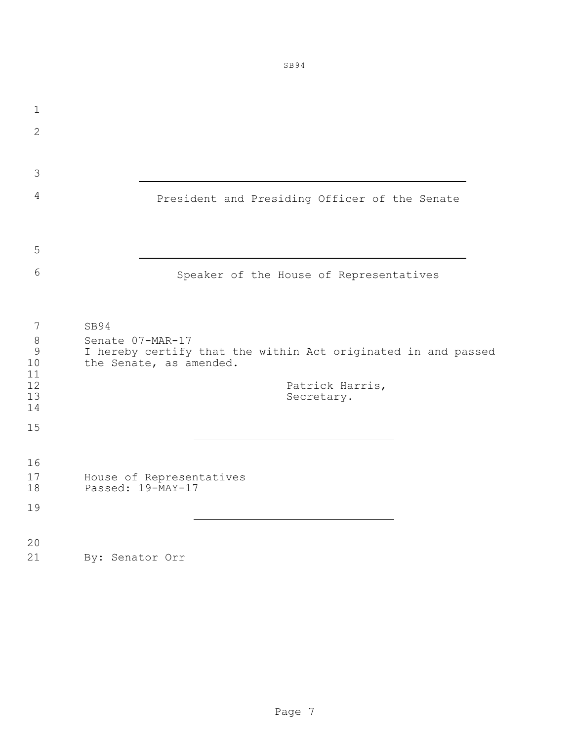________________________________________

President and Presiding Officer of the Senate

________________________________________

Speaker of the House of Representatives

SB94

Senate 07-MAR-17

I hereby certify that the within Act originated in and passed the Senate, as amended.

Patrick Harris,
Secretary.

________________________________________

House of Representatives

Passed: 19-MAY-17

________________________________________

By: Senator Orr